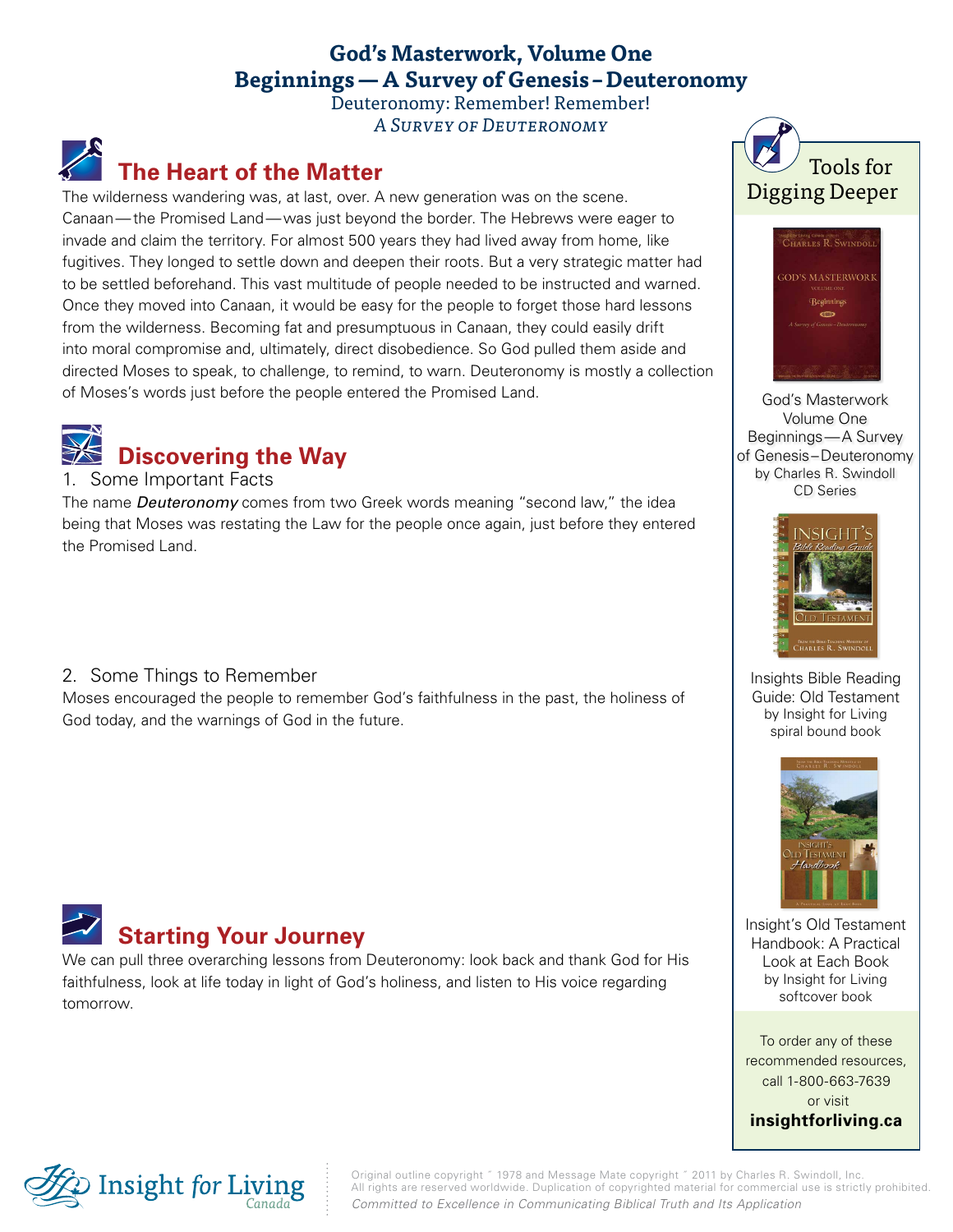# God's Masterwork, Volume One
# Beginnings — A Survey of Genesis–Deuteronomy

Deuteronomy: Remember! Remember!

*A Survey of Deuteronomy*

## The Heart of the Matter

The wilderness wandering was, at last, over. A new generation was on the scene. Canaan—the Promised Land—was just beyond the border. The Hebrews were eager to invade and claim the territory. For almost 500 years they had lived away from home, like fugitives. They longed to settle down and deepen their roots. But a very strategic matter had to be settled beforehand. This vast multitude of people needed to be instructed and warned. Once they moved into Canaan, it would be easy for the people to forget those hard lessons from the wilderness. Becoming fat and presumptuous in Canaan, they could easily drift into moral compromise and, ultimately, direct disobedience. So God pulled them aside and directed Moses to speak, to challenge, to remind, to warn. Deuteronomy is mostly a collection of Moses's words just before the people entered the Promised Land.

## Discovering the Way

1. Some Important Facts

The name ***Deuteronomy*** comes from two Greek words meaning "second law," the idea being that Moses was restating the Law for the people once again, just before they entered the Promised Land.

2. Some Things to Remember

Moses encouraged the people to remember God's faithfulness in the past, the holiness of God today, and the warnings of God in the future.

## Starting Your Journey

We can pull three overarching lessons from Deuteronomy: look back and thank God for His faithfulness, look at life today in light of God's holiness, and listen to His voice regarding tomorrow.

## Tools for Digging Deeper

God's Masterwork Volume One Beginnings—A Survey of Genesis–Deuteronomy
by Charles R. Swindoll
CD Series

Insights Bible Reading Guide: Old Testament
by Insight for Living
spiral bound book

Insight's Old Testament Handbook: A Practical Look at Each Book
by Insight for Living
softcover book

To order any of these recommended resources, call 1-800-663-7639 or visit **insightforliving.ca**

Insight for Living Canada

Original outline copyright © 1978 and Message Mate copyright © 2011 by Charles R. Swindoll, Inc.
All rights are reserved worldwide. Duplication of copyrighted material for commercial use is strictly prohibited.
*Committed to Excellence in Communicating Biblical Truth and Its Application*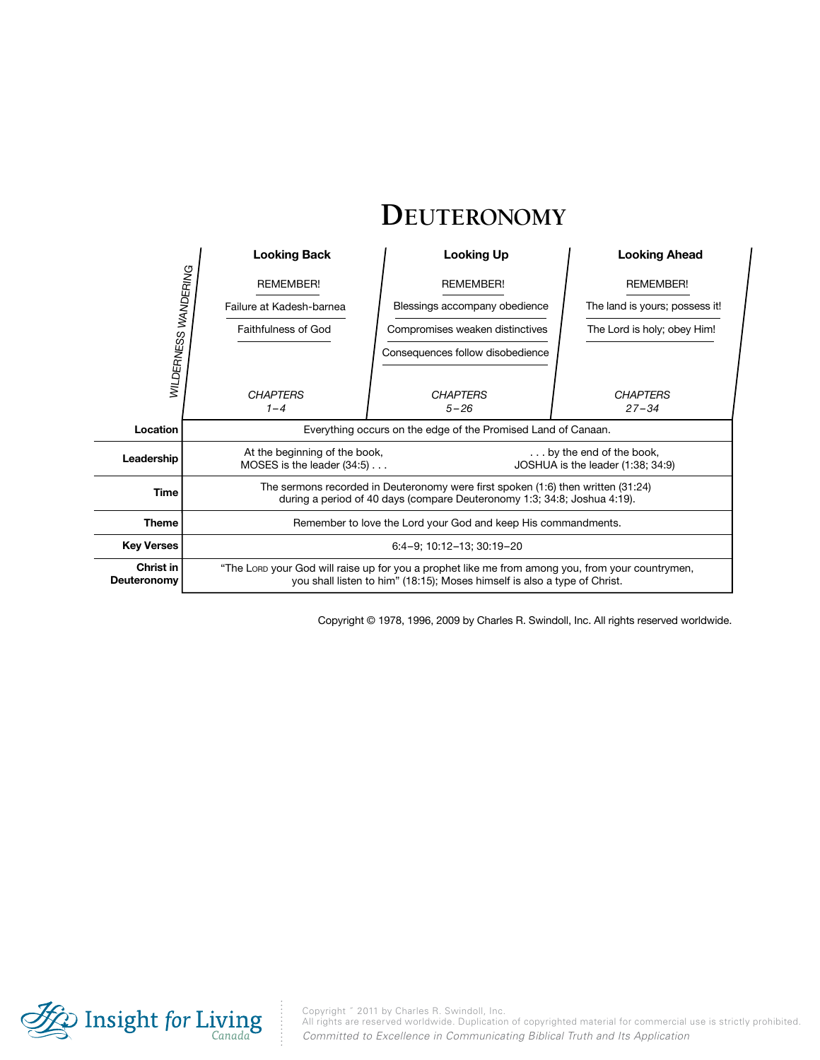# Deuteronomy

| WILDERNESS WANDERING | Looking Back | Looking Up | Looking Ahead |
|---|---|---|---|
| | REMEMBER! | REMEMBER! | REMEMBER! |
| | Failure at Kadesh-barnea | Blessings accompany obedience | The land is yours; possess it! |
| | Faithfulness of God | Compromises weaken distinctives | The Lord is holy; obey Him! |
| | | Consequences follow disobedience | |
| | *CHAPTERS 1–4* | *CHAPTERS 5–26* | *CHAPTERS 27–34* |

| | |
|---|---|
| **Location** | Everything occurs on the edge of the Promised Land of Canaan. |
| **Leadership** | At the beginning of the book, MOSES is the leader (34:5) . . . . . . by the end of the book, JOSHUA is the leader (1:38; 34:9) |
| **Time** | The sermons recorded in Deuteronomy were first spoken (1:6) then written (31:24) during a period of 40 days (compare Deuteronomy 1:3; 34:8; Joshua 4:19). |
| **Theme** | Remember to love the Lord your God and keep His commandments. |
| **Key Verses** | 6:4–9; 10:12–13; 30:19–20 |
| **Christ in Deuteronomy** | "The LORD your God will raise up for you a prophet like me from among you, from your countrymen, you shall listen to him" (18:15); Moses himself is also a type of Christ. |

Copyright © 1978, 1996, 2009 by Charles R. Swindoll, Inc. All rights reserved worldwide.

Insight for Living Canada

Copyright © 2011 by Charles R. Swindoll, Inc.
All rights are reserved worldwide. Duplication of copyrighted material for commercial use is strictly prohibited.
*Committed to Excellence in Communicating Biblical Truth and Its Application*